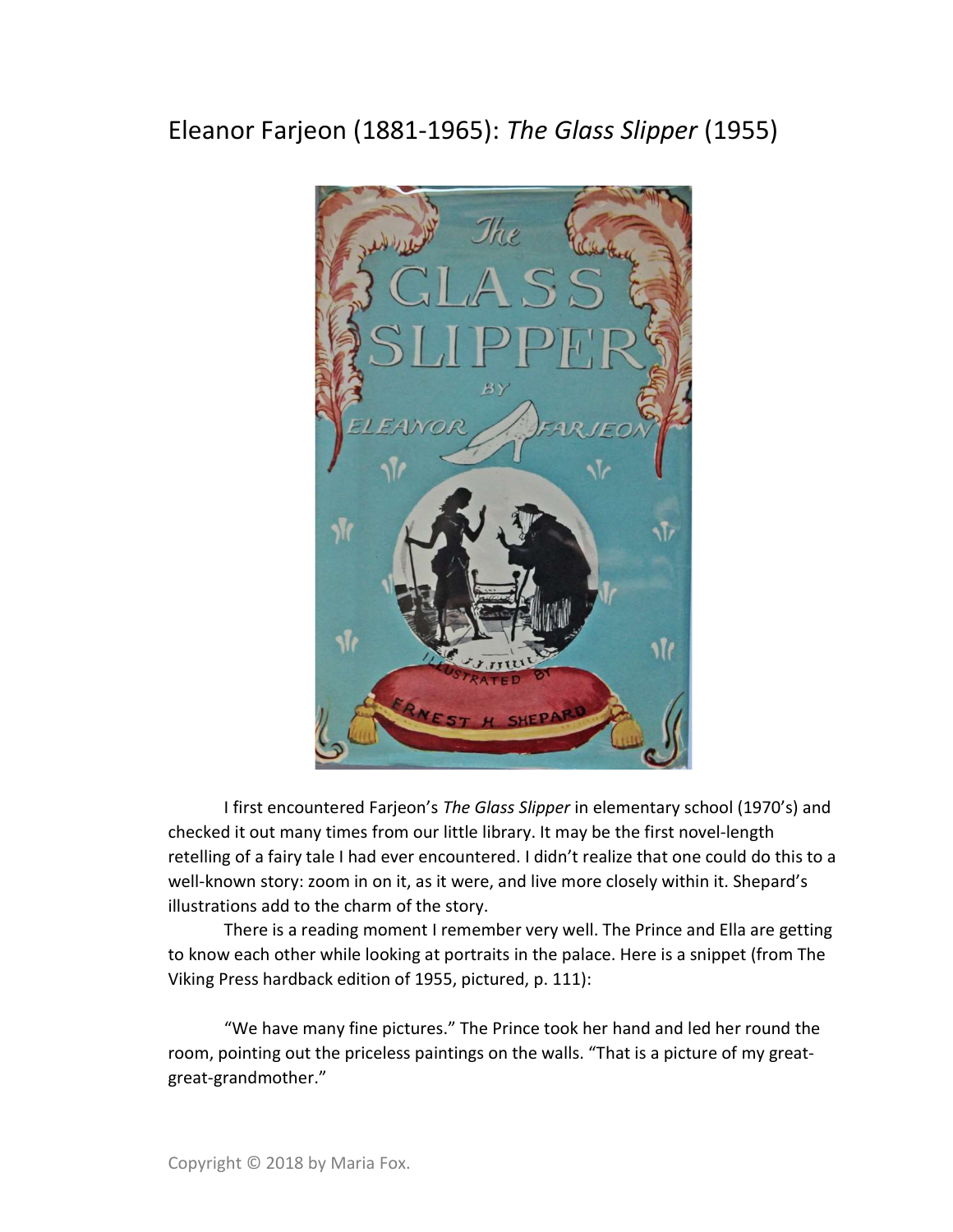# Eleanor Farjeon (1881-1965): *The Glass Slipper* (1955)

I first encountered Farjeon's *The Glass Slipper* in elementary school (1970's) and checked it out many times from our little library. It may be the first novel-length retelling of a fairy tale I had ever encountered. I didn't realize that one could do this to a well-known story: zoom in on it, as it were, and live more closely within it. Shepard's illustrations add to the charm of the story.

There is a reading moment I remember very well. The Prince and Ella are getting to know each other while looking at portraits in the palace. Here is a snippet (from The Viking Press hardback edition of 1955, pictured, p. 111):

"We have many fine pictures." The Prince took her hand and led her round the room, pointing out the priceless paintings on the walls. "That is a picture of my great-great-grandmother."

Copyright © 2018 by Maria Fox.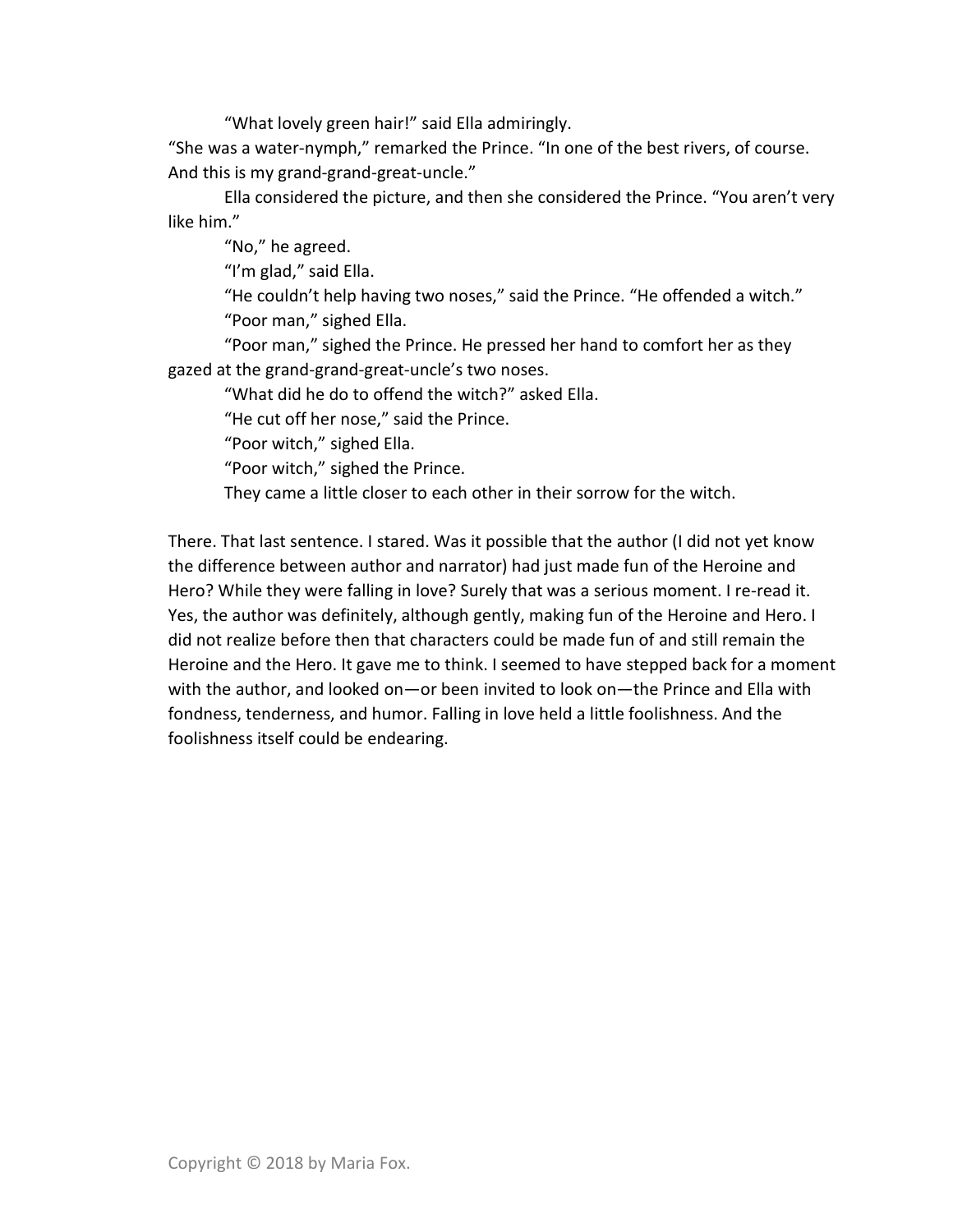"What lovely green hair!" said Ella admiringly.

"She was a water-nymph," remarked the Prince. "In one of the best rivers, of course. And this is my grand-grand-great-uncle."

Ella considered the picture, and then she considered the Prince. "You aren't very like him."

"No," he agreed.

"I'm glad," said Ella.

"He couldn't help having two noses," said the Prince. "He offended a witch."

"Poor man," sighed Ella.

"Poor man," sighed the Prince. He pressed her hand to comfort her as they gazed at the grand-grand-great-uncle's two noses.

"What did he do to offend the witch?" asked Ella.

"He cut off her nose," said the Prince.

"Poor witch," sighed Ella.

"Poor witch," sighed the Prince.

They came a little closer to each other in their sorrow for the witch.

There. That last sentence. I stared. Was it possible that the author (I did not yet know the difference between author and narrator) had just made fun of the Heroine and Hero? While they were falling in love? Surely that was a serious moment. I re-read it. Yes, the author was definitely, although gently, making fun of the Heroine and Hero. I did not realize before then that characters could be made fun of and still remain the Heroine and the Hero. It gave me to think. I seemed to have stepped back for a moment with the author, and looked on—or been invited to look on—the Prince and Ella with fondness, tenderness, and humor. Falling in love held a little foolishness. And the foolishness itself could be endearing.

Copyright © 2018 by Maria Fox.